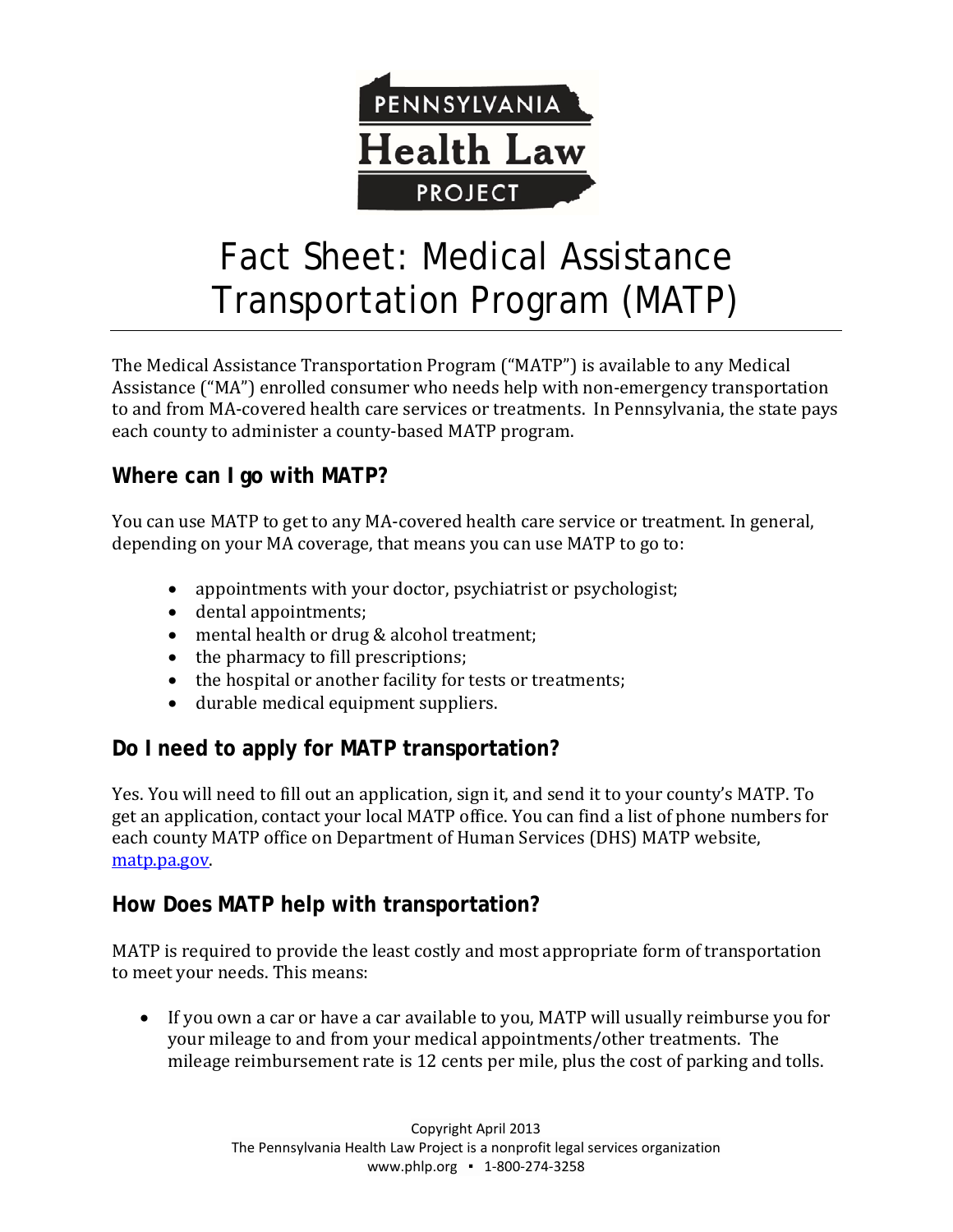PENNSYLVANIA Health Law PROJECT

# Fact Sheet: Medical Assistance Transportation Program (MATP)

The Medical Assistance Transportation Program ("MATP") is available to any Medical Assistance ("MA") enrolled consumer who needs help with non-emergency transportation to and from MA-covered health care services or treatments. In Pennsylvania, the state pays each county to administer a county-based MATP program.

## Where can I go with MATP?

You can use MATP to get to any MA-covered health care service or treatment. In general, depending on your MA coverage, that means you can use MATP to go to:

- appointments with your doctor, psychiatrist or psychologist;
- dental appointments;
- mental health or drug & alcohol treatment;
- the pharmacy to fill prescriptions;
- the hospital or another facility for tests or treatments;
- durable medical equipment suppliers.

## Do I need to apply for MATP transportation?

Yes. You will need to fill out an application, sign it, and send it to your county's MATP. To get an application, contact your local MATP office. You can find a list of phone numbers for each county MATP office on Department of Human Services (DHS) MATP website, [matp.pa.gov](matp.pa.gov).

## How Does MATP help with transportation?

MATP is required to provide the least costly and most appropriate form of transportation to meet your needs. This means:

- If you own a car or have a car available to you, MATP will usually reimburse you for your mileage to and from your medical appointments/other treatments. The mileage reimbursement rate is 12 cents per mile, plus the cost of parking and tolls.

Copyright April 2013
The Pennsylvania Health Law Project is a nonprofit legal services organization
www.phlp.org ▪ 1-800-274-3258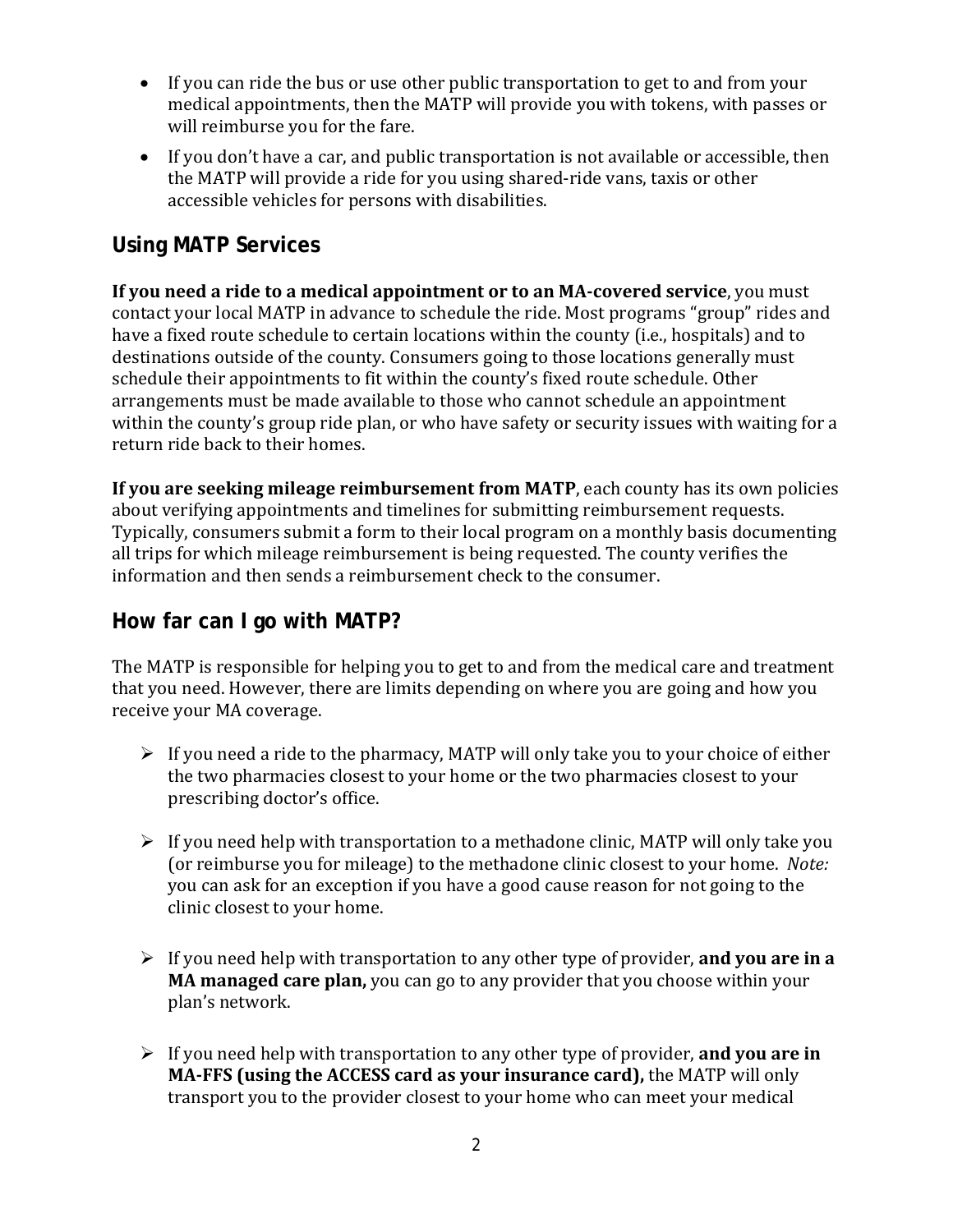- If you can ride the bus or use other public transportation to get to and from your medical appointments, then the MATP will provide you with tokens, with passes or will reimburse you for the fare.
- If you don't have a car, and public transportation is not available or accessible, then the MATP will provide a ride for you using shared-ride vans, taxis or other accessible vehicles for persons with disabilities.

## Using MATP Services

**If you need a ride to a medical appointment or to an MA-covered service**, you must contact your local MATP in advance to schedule the ride. Most programs "group" rides and have a fixed route schedule to certain locations within the county (i.e., hospitals) and to destinations outside of the county. Consumers going to those locations generally must schedule their appointments to fit within the county's fixed route schedule. Other arrangements must be made available to those who cannot schedule an appointment within the county's group ride plan, or who have safety or security issues with waiting for a return ride back to their homes.

**If you are seeking mileage reimbursement from MATP**, each county has its own policies about verifying appointments and timelines for submitting reimbursement requests. Typically, consumers submit a form to their local program on a monthly basis documenting all trips for which mileage reimbursement is being requested. The county verifies the information and then sends a reimbursement check to the consumer.

## How far can I go with MATP?

The MATP is responsible for helping you to get to and from the medical care and treatment that you need. However, there are limits depending on where you are going and how you receive your MA coverage.

- If you need a ride to the pharmacy, MATP will only take you to your choice of either the two pharmacies closest to your home or the two pharmacies closest to your prescribing doctor's office.

- If you need help with transportation to a methadone clinic, MATP will only take you (or reimburse you for mileage) to the methadone clinic closest to your home. *Note:* you can ask for an exception if you have a good cause reason for not going to the clinic closest to your home.

- If you need help with transportation to any other type of provider, **and you are in a MA managed care plan,** you can go to any provider that you choose within your plan's network.

- If you need help with transportation to any other type of provider, **and you are in MA-FFS (using the ACCESS card as your insurance card),** the MATP will only transport you to the provider closest to your home who can meet your medical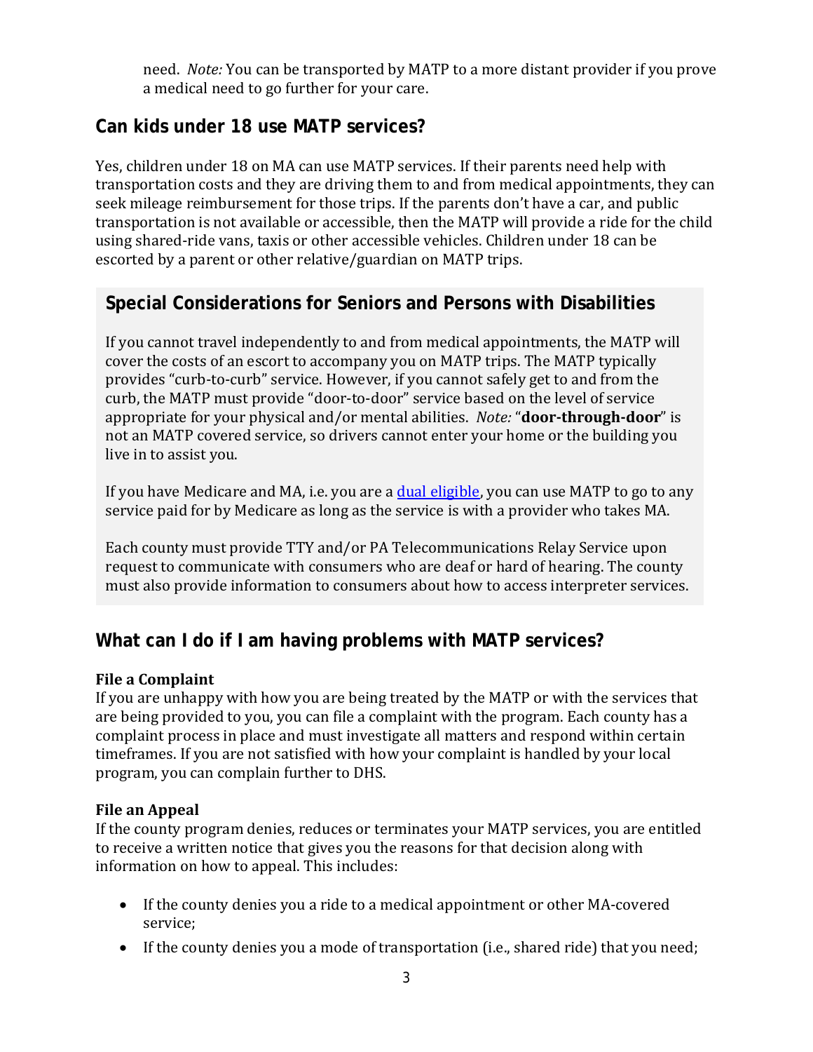need. *Note:* You can be transported by MATP to a more distant provider if you prove a medical need to go further for your care.

## Can kids under 18 use MATP services?

Yes, children under 18 on MA can use MATP services. If their parents need help with transportation costs and they are driving them to and from medical appointments, they can seek mileage reimbursement for those trips. If the parents don't have a car, and public transportation is not available or accessible, then the MATP will provide a ride for the child using shared-ride vans, taxis or other accessible vehicles. Children under 18 can be escorted by a parent or other relative/guardian on MATP trips.

## Special Considerations for Seniors and Persons with Disabilities

If you cannot travel independently to and from medical appointments, the MATP will cover the costs of an escort to accompany you on MATP trips. The MATP typically provides "curb-to-curb" service. However, if you cannot safely get to and from the curb, the MATP must provide "door-to-door" service based on the level of service appropriate for your physical and/or mental abilities. *Note:* "**door-through-door**" is not an MATP covered service, so drivers cannot enter your home or the building you live in to assist you.

If you have Medicare and MA, i.e. you are a dual eligible, you can use MATP to go to any service paid for by Medicare as long as the service is with a provider who takes MA.

Each county must provide TTY and/or PA Telecommunications Relay Service upon request to communicate with consumers who are deaf or hard of hearing. The county must also provide information to consumers about how to access interpreter services.

## What can I do if I am having problems with MATP services?

**File a Complaint**
If you are unhappy with how you are being treated by the MATP or with the services that are being provided to you, you can file a complaint with the program. Each county has a complaint process in place and must investigate all matters and respond within certain timeframes. If you are not satisfied with how your complaint is handled by your local program, you can complain further to DHS.

**File an Appeal**
If the county program denies, reduces or terminates your MATP services, you are entitled to receive a written notice that gives you the reasons for that decision along with information on how to appeal. This includes:

- If the county denies you a ride to a medical appointment or other MA-covered service;
- If the county denies you a mode of transportation (i.e., shared ride) that you need;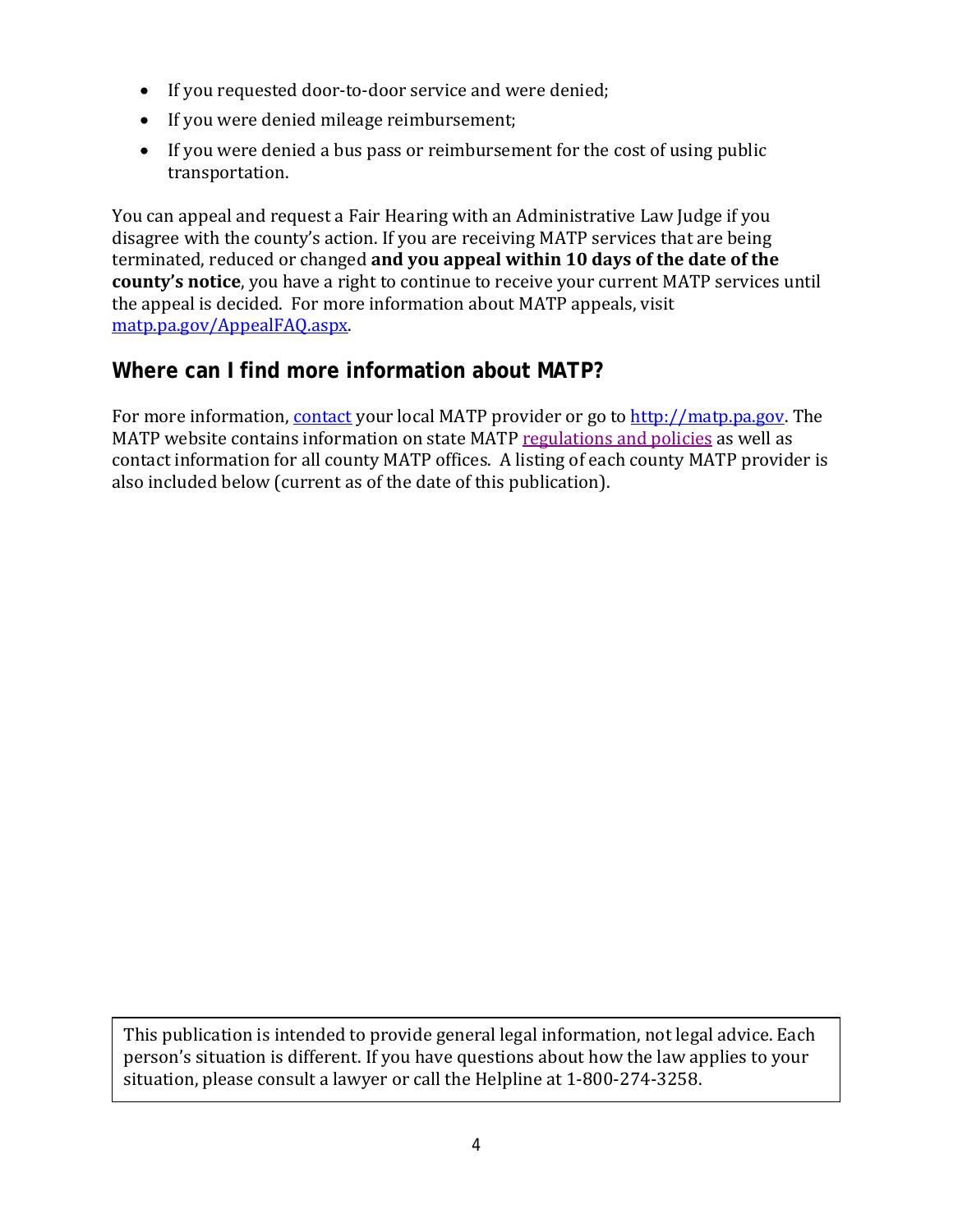- If you requested door-to-door service and were denied;
- If you were denied mileage reimbursement;
- If you were denied a bus pass or reimbursement for the cost of using public transportation.

You can appeal and request a Fair Hearing with an Administrative Law Judge if you disagree with the county's action. If you are receiving MATP services that are being terminated, reduced or changed **and you appeal within 10 days of the date of the county's notice**, you have a right to continue to receive your current MATP services until the appeal is decided. For more information about MATP appeals, visit matp.pa.gov/AppealFAQ.aspx.

## Where can I find more information about MATP?

For more information, contact your local MATP provider or go to http://matp.pa.gov. The MATP website contains information on state MATP regulations and policies as well as contact information for all county MATP offices. A listing of each county MATP provider is also included below (current as of the date of this publication).

This publication is intended to provide general legal information, not legal advice. Each person's situation is different. If you have questions about how the law applies to your situation, please consult a lawyer or call the Helpline at 1-800-274-3258.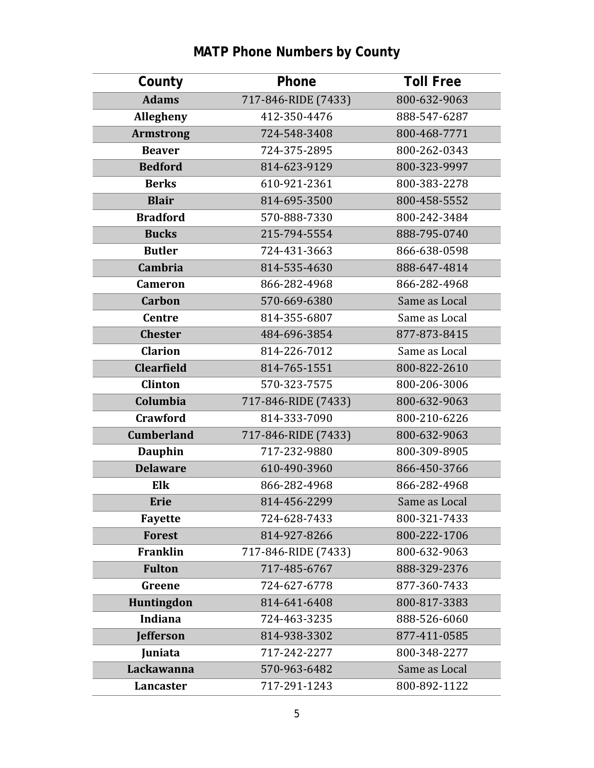## MATP Phone Numbers by County

| County | Phone | Toll Free |
|---|---|---|
| **Adams** | 717-846-RIDE (7433) | 800-632-9063 |
| **Allegheny** | 412-350-4476 | 888-547-6287 |
| **Armstrong** | 724-548-3408 | 800-468-7771 |
| **Beaver** | 724-375-2895 | 800-262-0343 |
| **Bedford** | 814-623-9129 | 800-323-9997 |
| **Berks** | 610-921-2361 | 800-383-2278 |
| **Blair** | 814-695-3500 | 800-458-5552 |
| **Bradford** | 570-888-7330 | 800-242-3484 |
| **Bucks** | 215-794-5554 | 888-795-0740 |
| **Butler** | 724-431-3663 | 866-638-0598 |
| **Cambria** | 814-535-4630 | 888-647-4814 |
| **Cameron** | 866-282-4968 | 866-282-4968 |
| **Carbon** | 570-669-6380 | Same as Local |
| **Centre** | 814-355-6807 | Same as Local |
| **Chester** | 484-696-3854 | 877-873-8415 |
| **Clarion** | 814-226-7012 | Same as Local |
| **Clearfield** | 814-765-1551 | 800-822-2610 |
| **Clinton** | 570-323-7575 | 800-206-3006 |
| **Columbia** | 717-846-RIDE (7433) | 800-632-9063 |
| **Crawford** | 814-333-7090 | 800-210-6226 |
| **Cumberland** | 717-846-RIDE (7433) | 800-632-9063 |
| **Dauphin** | 717-232-9880 | 800-309-8905 |
| **Delaware** | 610-490-3960 | 866-450-3766 |
| **Elk** | 866-282-4968 | 866-282-4968 |
| **Erie** | 814-456-2299 | Same as Local |
| **Fayette** | 724-628-7433 | 800-321-7433 |
| **Forest** | 814-927-8266 | 800-222-1706 |
| **Franklin** | 717-846-RIDE (7433) | 800-632-9063 |
| **Fulton** | 717-485-6767 | 888-329-2376 |
| **Greene** | 724-627-6778 | 877-360-7433 |
| **Huntingdon** | 814-641-6408 | 800-817-3383 |
| **Indiana** | 724-463-3235 | 888-526-6060 |
| **Jefferson** | 814-938-3302 | 877-411-0585 |
| **Juniata** | 717-242-2277 | 800-348-2277 |
| **Lackawanna** | 570-963-6482 | Same as Local |
| **Lancaster** | 717-291-1243 | 800-892-1122 |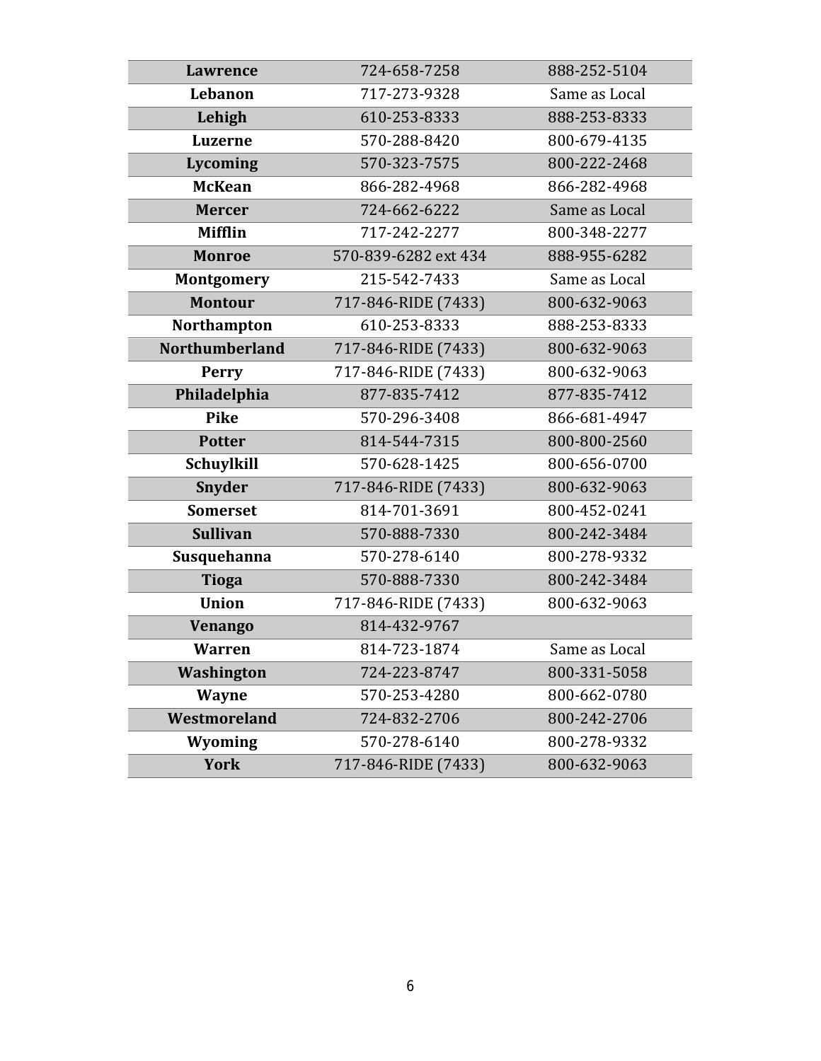| | | |
|---|---|---|
| **Lawrence** | 724-658-7258 | 888-252-5104 |
| **Lebanon** | 717-273-9328 | Same as Local |
| **Lehigh** | 610-253-8333 | 888-253-8333 |
| **Luzerne** | 570-288-8420 | 800-679-4135 |
| **Lycoming** | 570-323-7575 | 800-222-2468 |
| **McKean** | 866-282-4968 | 866-282-4968 |
| **Mercer** | 724-662-6222 | Same as Local |
| **Mifflin** | 717-242-2277 | 800-348-2277 |
| **Monroe** | 570-839-6282 ext 434 | 888-955-6282 |
| **Montgomery** | 215-542-7433 | Same as Local |
| **Montour** | 717-846-RIDE (7433) | 800-632-9063 |
| **Northampton** | 610-253-8333 | 888-253-8333 |
| **Northumberland** | 717-846-RIDE (7433) | 800-632-9063 |
| **Perry** | 717-846-RIDE (7433) | 800-632-9063 |
| **Philadelphia** | 877-835-7412 | 877-835-7412 |
| **Pike** | 570-296-3408 | 866-681-4947 |
| **Potter** | 814-544-7315 | 800-800-2560 |
| **Schuylkill** | 570-628-1425 | 800-656-0700 |
| **Snyder** | 717-846-RIDE (7433) | 800-632-9063 |
| **Somerset** | 814-701-3691 | 800-452-0241 |
| **Sullivan** | 570-888-7330 | 800-242-3484 |
| **Susquehanna** | 570-278-6140 | 800-278-9332 |
| **Tioga** | 570-888-7330 | 800-242-3484 |
| **Union** | 717-846-RIDE (7433) | 800-632-9063 |
| **Venango** | 814-432-9767 | |
| **Warren** | 814-723-1874 | Same as Local |
| **Washington** | 724-223-8747 | 800-331-5058 |
| **Wayne** | 570-253-4280 | 800-662-0780 |
| **Westmoreland** | 724-832-2706 | 800-242-2706 |
| **Wyoming** | 570-278-6140 | 800-278-9332 |
| **York** | 717-846-RIDE (7433) | 800-632-9063 |